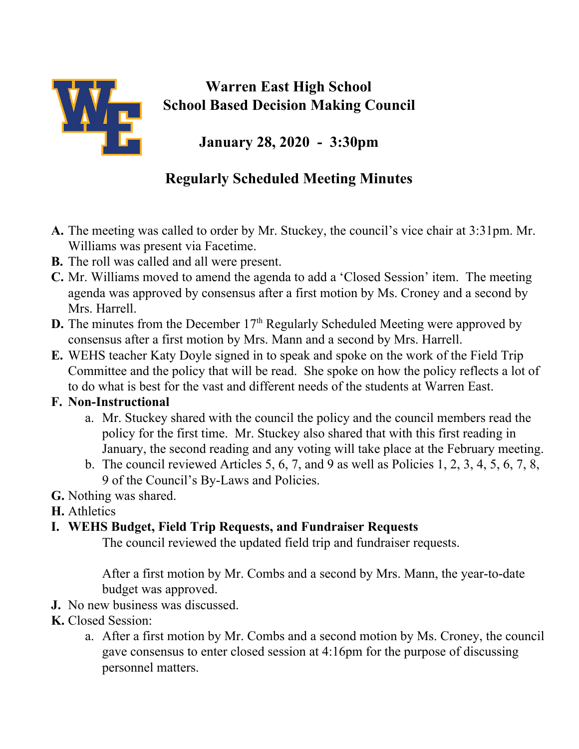# Warren East High School
# School Based Decision Making Council

## January 28, 2020 - 3:30pm

## Regularly Scheduled Meeting Minutes

**A.** The meeting was called to order by Mr. Stuckey, the council's vice chair at 3:31pm. Mr. Williams was present via Facetime.

**B.** The roll was called and all were present.

**C.** Mr. Williams moved to amend the agenda to add a 'Closed Session' item. The meeting agenda was approved by consensus after a first motion by Ms. Croney and a second by Mrs. Harrell.

**D.** The minutes from the December 17th Regularly Scheduled Meeting were approved by consensus after a first motion by Mrs. Mann and a second by Mrs. Harrell.

**E.** WEHS teacher Katy Doyle signed in to speak and spoke on the work of the Field Trip Committee and the policy that will be read. She spoke on how the policy reflects a lot of to do what is best for the vast and different needs of the students at Warren East.

**F. Non-Instructional**

a. Mr. Stuckey shared with the council the policy and the council members read the policy for the first time. Mr. Stuckey also shared that with this first reading in January, the second reading and any voting will take place at the February meeting.

b. The council reviewed Articles 5, 6, 7, and 9 as well as Policies 1, 2, 3, 4, 5, 6, 7, 8, 9 of the Council's By-Laws and Policies.

**G.** Nothing was shared.

**H.** Athletics

**I. WEHS Budget, Field Trip Requests, and Fundraiser Requests**

The council reviewed the updated field trip and fundraiser requests.

After a first motion by Mr. Combs and a second by Mrs. Mann, the year-to-date budget was approved.

**J.** No new business was discussed.

**K.** Closed Session:

a. After a first motion by Mr. Combs and a second motion by Ms. Croney, the council gave consensus to enter closed session at 4:16pm for the purpose of discussing personnel matters.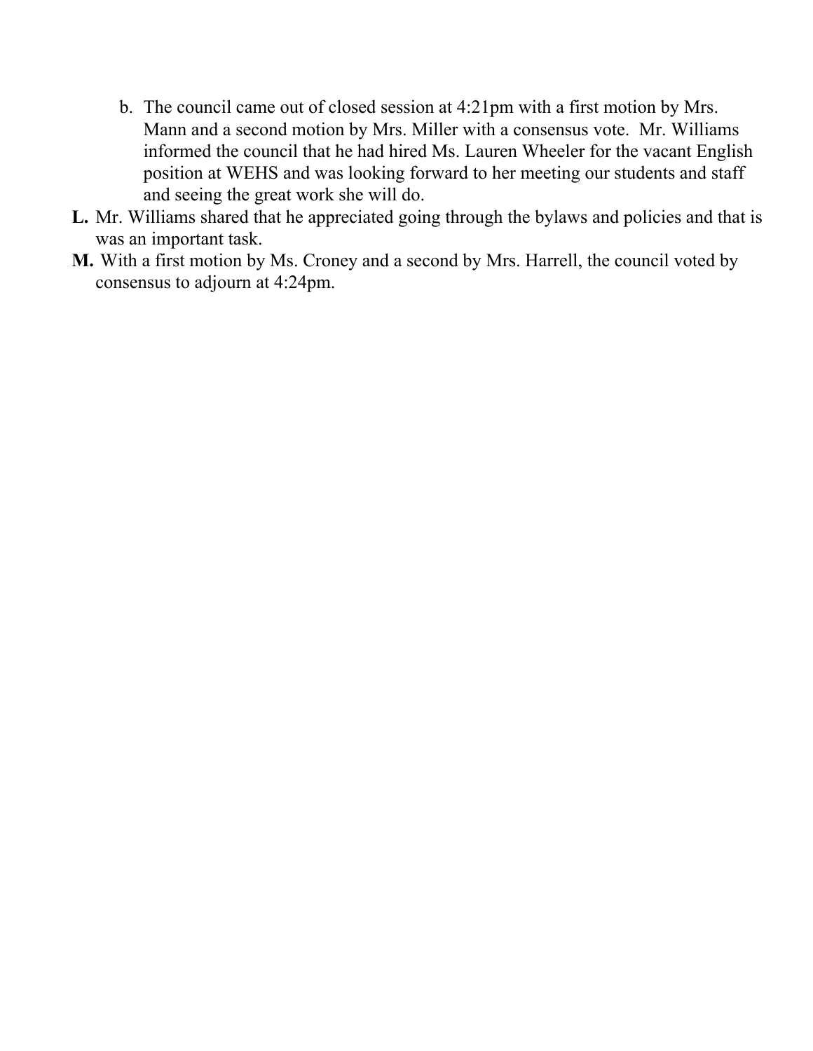b. The council came out of closed session at 4:21pm with a first motion by Mrs. Mann and a second motion by Mrs. Miller with a consensus vote. Mr. Williams informed the council that he had hired Ms. Lauren Wheeler for the vacant English position at WEHS and was looking forward to her meeting our students and staff and seeing the great work she will do.

**L.** Mr. Williams shared that he appreciated going through the bylaws and policies and that is was an important task.

**M.** With a first motion by Ms. Croney and a second by Mrs. Harrell, the council voted by consensus to adjourn at 4:24pm.